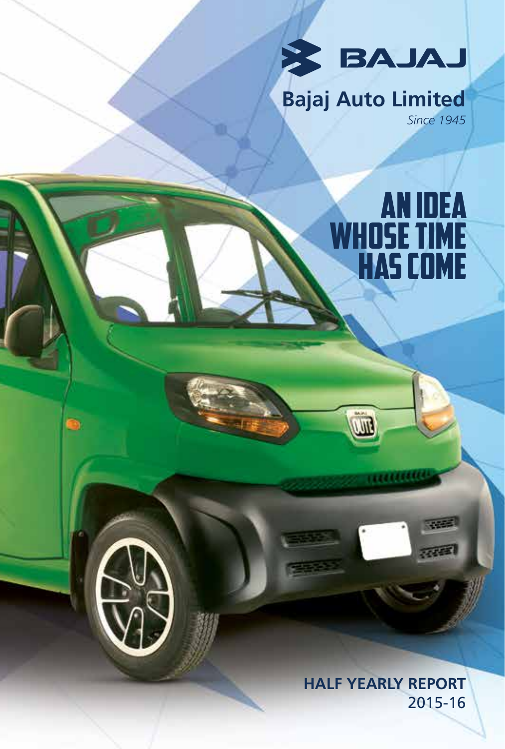# BAJAJ

## Bajaj Auto Limited

*Since 1945*

# AN IDEA WHOSE TIME HAS COME

**HALF YEARLY REPORT 2015-16**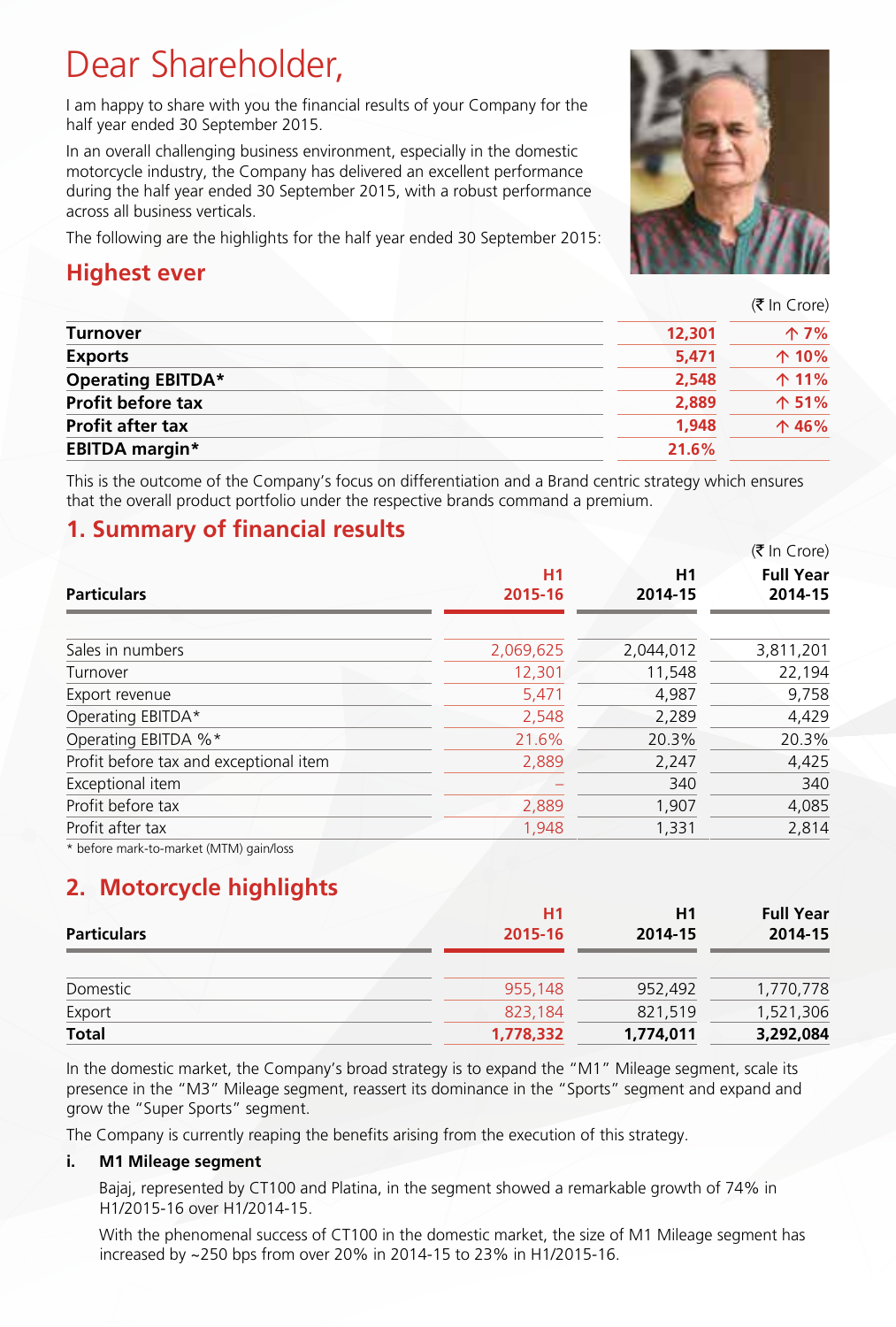# Dear Shareholder,

I am happy to share with you the financial results of your Company for the half year ended 30 September 2015.

In an overall challenging business environment, especially in the domestic motorcycle industry, the Company has delivered an excellent performance during the half year ended 30 September 2015, with a robust performance across all business verticals.

The following are the highlights for the half year ended 30 September 2015:

## Highest ever

(₹ In Crore)

| | | |
|---|---|---|
| **Turnover** | **12,301** | **↑ 7%** |
| **Exports** | **5,471** | **↑ 10%** |
| **Operating EBITDA*** | **2,548** | **↑ 11%** |
| **Profit before tax** | **2,889** | **↑ 51%** |
| **Profit after tax** | **1,948** | **↑ 46%** |
| **EBITDA margin*** | **21.6%** | |

This is the outcome of the Company's focus on differentiation and a Brand centric strategy which ensures that the overall product portfolio under the respective brands command a premium.

## 1. Summary of financial results

(₹ In Crore)

| Particulars | H1 2015-16 | H1 2014-15 | Full Year 2014-15 |
|---|---|---|---|
| Sales in numbers | 2,069,625 | 2,044,012 | 3,811,201 |
| Turnover | 12,301 | 11,548 | 22,194 |
| Export revenue | 5,471 | 4,987 | 9,758 |
| Operating EBITDA* | 2,548 | 2,289 | 4,429 |
| Operating EBITDA %* | 21.6% | 20.3% | 20.3% |
| Profit before tax and exceptional item | 2,889 | 2,247 | 4,425 |
| Exceptional item | – | 340 | 340 |
| Profit before tax | 2,889 | 1,907 | 4,085 |
| Profit after tax | 1,948 | 1,331 | 2,814 |

* before mark-to-market (MTM) gain/loss

## 2. Motorcycle highlights

| Particulars | H1 2015-16 | H1 2014-15 | Full Year 2014-15 |
|---|---|---|---|
| Domestic | 955,148 | 952,492 | 1,770,778 |
| Export | 823,184 | 821,519 | 1,521,306 |
| **Total** | **1,778,332** | **1,774,011** | **3,292,084** |

In the domestic market, the Company's broad strategy is to expand the "M1" Mileage segment, scale its presence in the "M3" Mileage segment, reassert its dominance in the "Sports" segment and expand and grow the "Super Sports" segment.

The Company is currently reaping the benefits arising from the execution of this strategy.

### i. M1 Mileage segment

Bajaj, represented by CT100 and Platina, in the segment showed a remarkable growth of 74% in H1/2015-16 over H1/2014-15.

With the phenomenal success of CT100 in the domestic market, the size of M1 Mileage segment has increased by ~250 bps from over 20% in 2014-15 to 23% in H1/2015-16.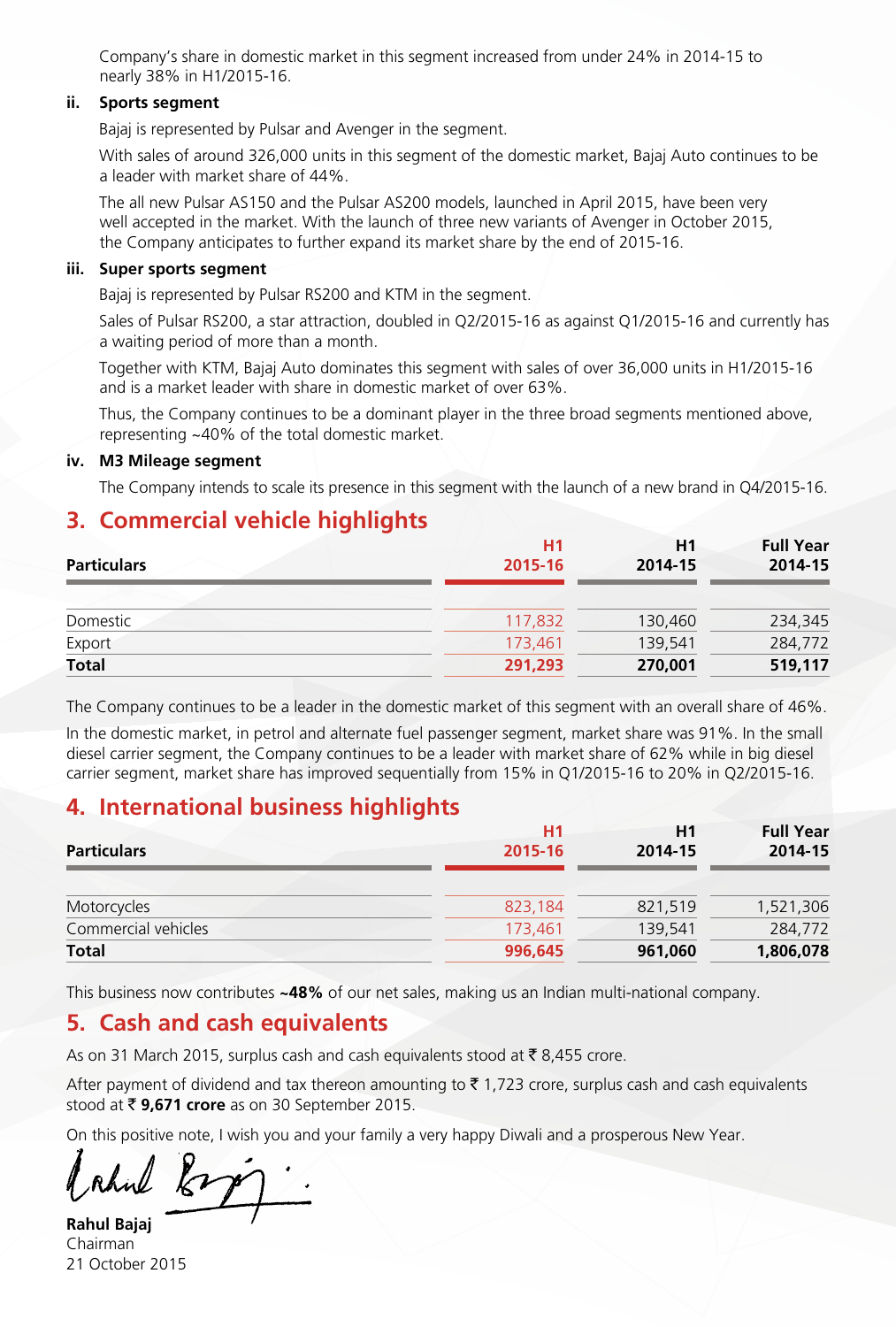Company's share in domestic market in this segment increased from under 24% in 2014-15 to nearly 38% in H1/2015-16.

**ii. Sports segment**

Bajaj is represented by Pulsar and Avenger in the segment.

With sales of around 326,000 units in this segment of the domestic market, Bajaj Auto continues to be a leader with market share of 44%.

The all new Pulsar AS150 and the Pulsar AS200 models, launched in April 2015, have been very well accepted in the market. With the launch of three new variants of Avenger in October 2015, the Company anticipates to further expand its market share by the end of 2015-16.

**iii. Super sports segment**

Bajaj is represented by Pulsar RS200 and KTM in the segment.

Sales of Pulsar RS200, a star attraction, doubled in Q2/2015-16 as against Q1/2015-16 and currently has a waiting period of more than a month.

Together with KTM, Bajaj Auto dominates this segment with sales of over 36,000 units in H1/2015-16 and is a market leader with share in domestic market of over 63%.

Thus, the Company continues to be a dominant player in the three broad segments mentioned above, representing ~40% of the total domestic market.

**iv. M3 Mileage segment**

The Company intends to scale its presence in this segment with the launch of a new brand in Q4/2015-16.

## 3. Commercial vehicle highlights

| Particulars | H1 2015-16 | H1 2014-15 | Full Year 2014-15 |
|---|---|---|---|
| Domestic | 117,832 | 130,460 | 234,345 |
| Export | 173,461 | 139,541 | 284,772 |
| **Total** | **291,293** | **270,001** | **519,117** |

The Company continues to be a leader in the domestic market of this segment with an overall share of 46%.

In the domestic market, in petrol and alternate fuel passenger segment, market share was 91%. In the small diesel carrier segment, the Company continues to be a leader with market share of 62% while in big diesel carrier segment, market share has improved sequentially from 15% in Q1/2015-16 to 20% in Q2/2015-16.

## 4. International business highlights

| Particulars | H1 2015-16 | H1 2014-15 | Full Year 2014-15 |
|---|---|---|---|
| Motorcycles | 823,184 | 821,519 | 1,521,306 |
| Commercial vehicles | 173,461 | 139,541 | 284,772 |
| **Total** | **996,645** | **961,060** | **1,806,078** |

This business now contributes **~48%** of our net sales, making us an Indian multi-national company.

## 5. Cash and cash equivalents

As on 31 March 2015, surplus cash and cash equivalents stood at ₹ 8,455 crore.

After payment of dividend and tax thereon amounting to ₹ 1,723 crore, surplus cash and cash equivalents stood at ₹ **9,671 crore** as on 30 September 2015.

On this positive note, I wish you and your family a very happy Diwali and a prosperous New Year.

**Rahul Bajaj**
Chairman
21 October 2015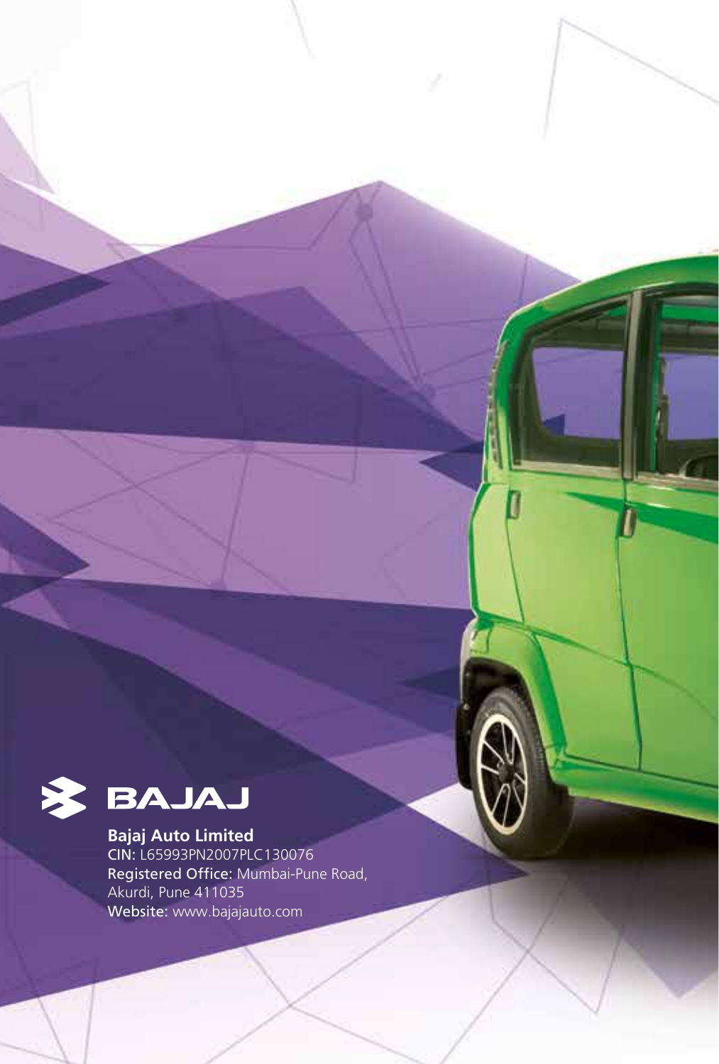BAJAJ

**Bajaj Auto Limited**
**CIN:** L65993PN2007PLC130076
**Registered Office:** Mumbai-Pune Road, Akurdi, Pune 411035
**Website:** www.bajajauto.com